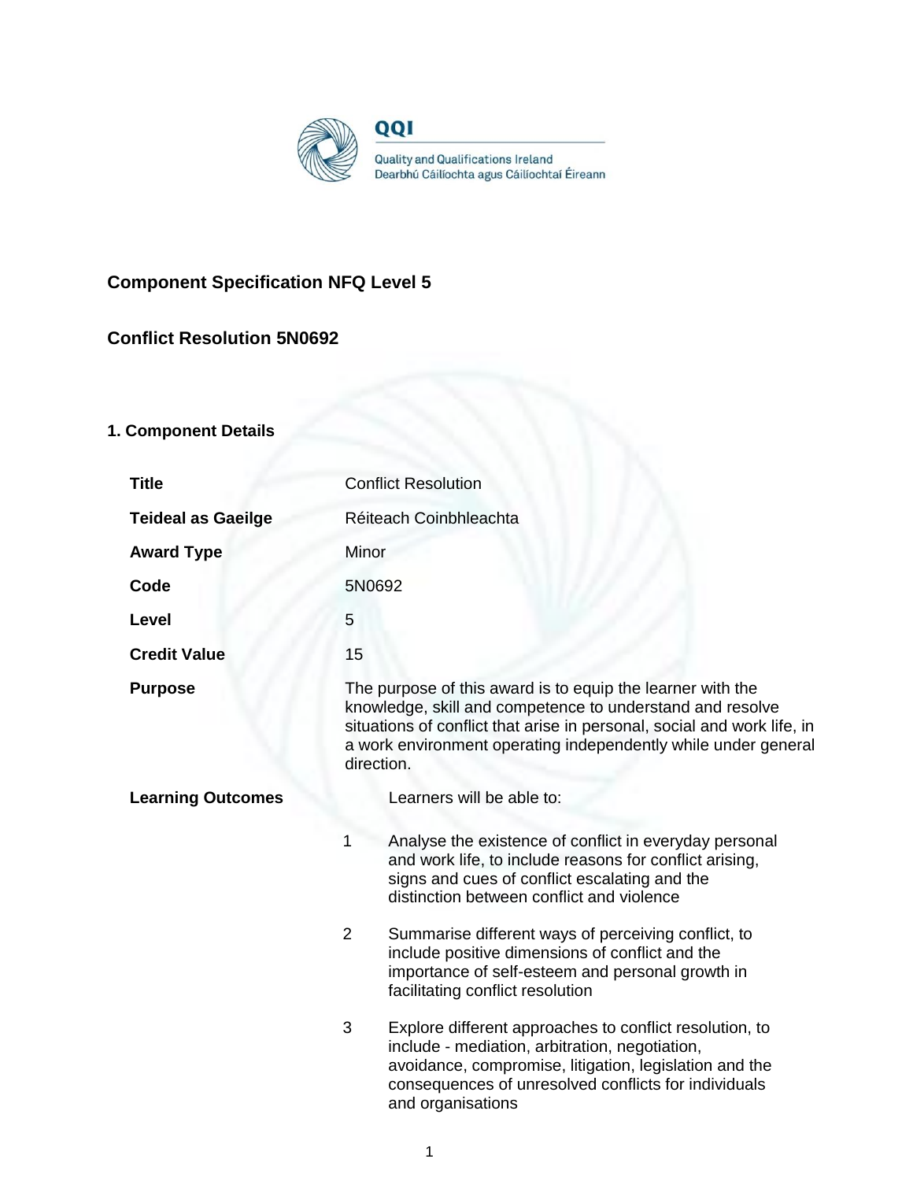QQI

Quality and Qualifications Ireland
Dearbhú Cáilíochta agus Cáilíochtaí Éireann

## Component Specification NFQ Level 5

## Conflict Resolution 5N0692

### 1. Component Details

| | |
|---|---|
| **Title** | Conflict Resolution |
| **Teideal as Gaeilge** | Réiteach Coinbhleachta |
| **Award Type** | Minor |
| **Code** | 5N0692 |
| **Level** | 5 |
| **Credit Value** | 15 |
| **Purpose** | The purpose of this award is to equip the learner with the knowledge, skill and competence to understand and resolve situations of conflict that arise in personal, social and work life, in a work environment operating independently while under general direction. |

**Learning Outcomes**

Learners will be able to:

1. Analyse the existence of conflict in everyday personal and work life, to include reasons for conflict arising, signs and cues of conflict escalating and the distinction between conflict and violence
2. Summarise different ways of perceiving conflict, to include positive dimensions of conflict and the importance of self-esteem and personal growth in facilitating conflict resolution
3. Explore different approaches to conflict resolution, to include - mediation, arbitration, negotiation, avoidance, compromise, litigation, legislation and the consequences of unresolved conflicts for individuals and organisations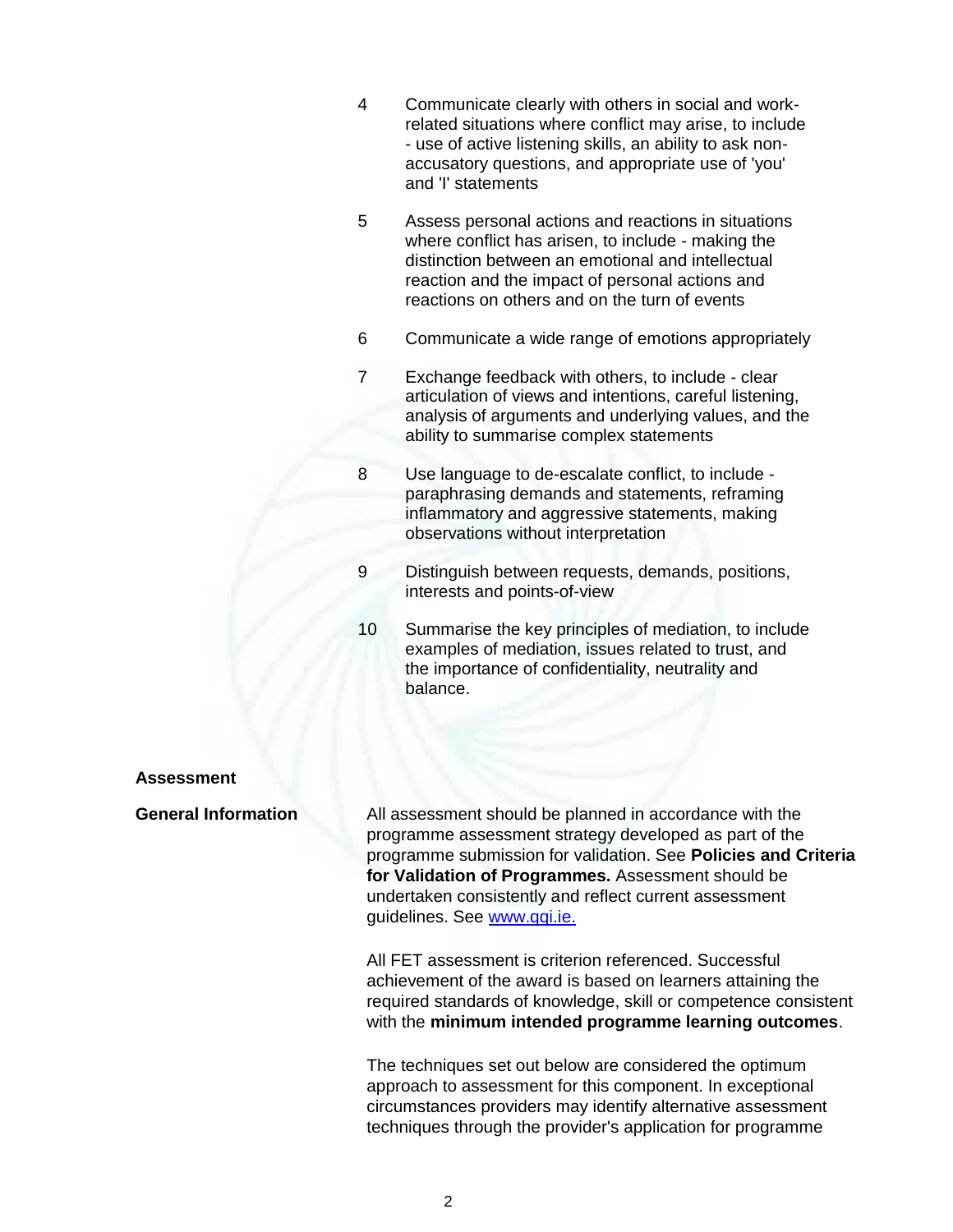4. Communicate clearly with others in social and work-related situations where conflict may arise, to include - use of active listening skills, an ability to ask non-accusatory questions, and appropriate use of 'you' and 'I' statements

5. Assess personal actions and reactions in situations where conflict has arisen, to include - making the distinction between an emotional and intellectual reaction and the impact of personal actions and reactions on others and on the turn of events

6. Communicate a wide range of emotions appropriately

7. Exchange feedback with others, to include - clear articulation of views and intentions, careful listening, analysis of arguments and underlying values, and the ability to summarise complex statements

8. Use language to de-escalate conflict, to include - paraphrasing demands and statements, reframing inflammatory and aggressive statements, making observations without interpretation

9. Distinguish between requests, demands, positions, interests and points-of-view

10. Summarise the key principles of mediation, to include examples of mediation, issues related to trust, and the importance of confidentiality, neutrality and balance.

## Assessment

### General Information

All assessment should be planned in accordance with the programme assessment strategy developed as part of the programme submission for validation. See **Policies and Criteria for Validation of Programmes.** Assessment should be undertaken consistently and reflect current assessment guidelines. See [www.qqi.ie.](http://www.qqi.ie)

All FET assessment is criterion referenced. Successful achievement of the award is based on learners attaining the required standards of knowledge, skill or competence consistent with the **minimum intended programme learning outcomes**.

The techniques set out below are considered the optimum approach to assessment for this component. In exceptional circumstances providers may identify alternative assessment techniques through the provider's application for programme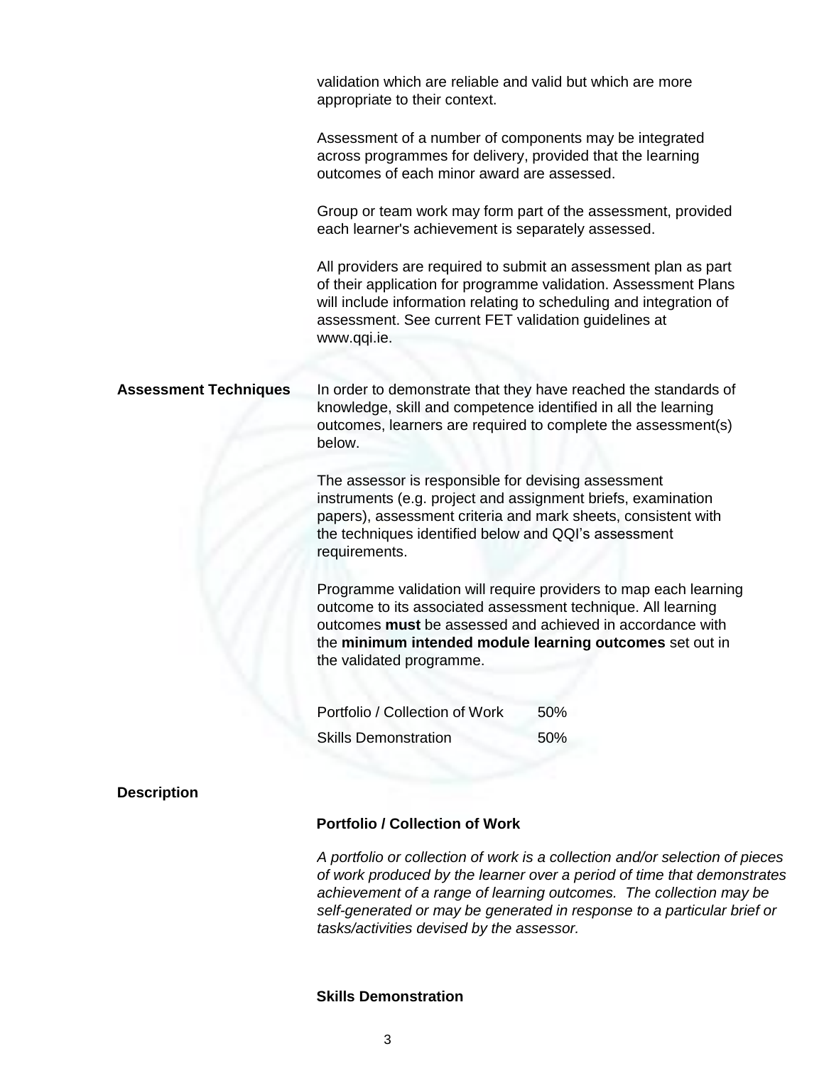validation which are reliable and valid but which are more appropriate to their context.

Assessment of a number of components may be integrated across programmes for delivery, provided that the learning outcomes of each minor award are assessed.

Group or team work may form part of the assessment, provided each learner's achievement is separately assessed.

All providers are required to submit an assessment plan as part of their application for programme validation. Assessment Plans will include information relating to scheduling and integration of assessment. See current FET validation guidelines at www.qqi.ie.

**Assessment Techniques**

In order to demonstrate that they have reached the standards of knowledge, skill and competence identified in all the learning outcomes, learners are required to complete the assessment(s) below.

The assessor is responsible for devising assessment instruments (e.g. project and assignment briefs, examination papers), assessment criteria and mark sheets, consistent with the techniques identified below and QQI's assessment requirements.

Programme validation will require providers to map each learning outcome to its associated assessment technique. All learning outcomes **must** be assessed and achieved in accordance with the **minimum intended module learning outcomes** set out in the validated programme.

| | |
|---|---|
| Portfolio / Collection of Work | 50% |
| Skills Demonstration | 50% |

**Description**

**Portfolio / Collection of Work**

*A portfolio or collection of work is a collection and/or selection of pieces of work produced by the learner over a period of time that demonstrates achievement of a range of learning outcomes. The collection may be self-generated or may be generated in response to a particular brief or tasks/activities devised by the assessor.*

**Skills Demonstration**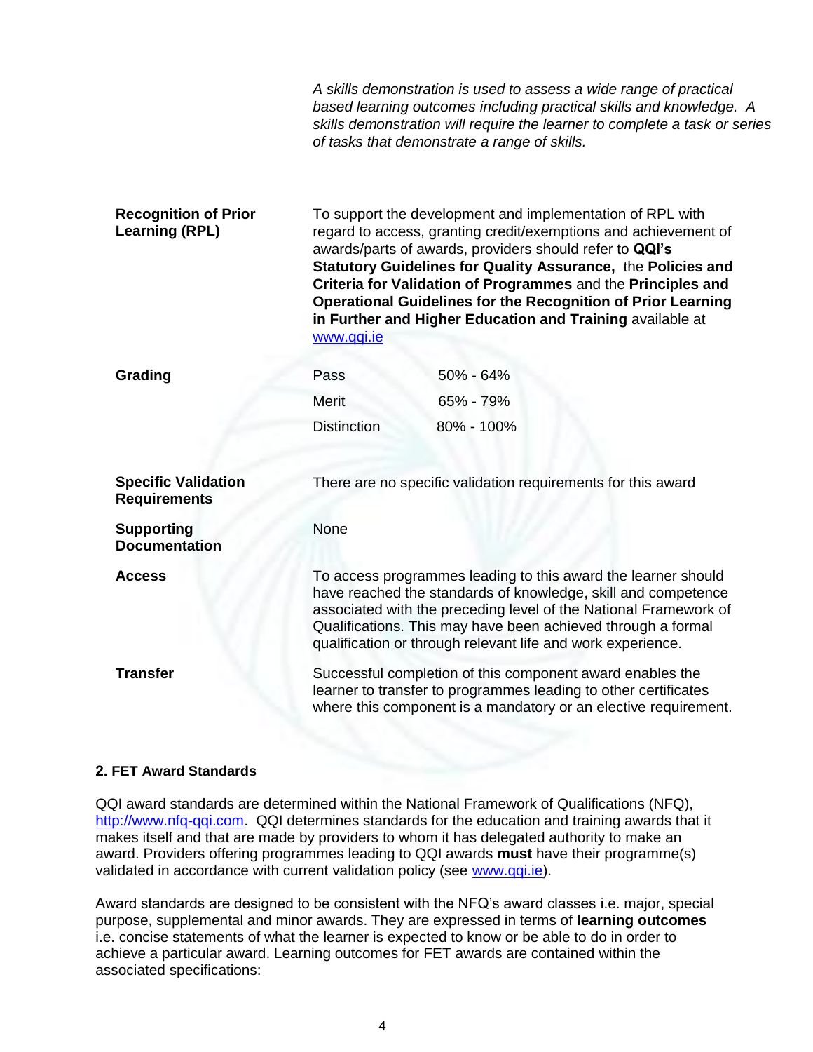*A skills demonstration is used to assess a wide range of practical based learning outcomes including practical skills and knowledge. A skills demonstration will require the learner to complete a task or series of tasks that demonstrate a range of skills.*

**Recognition of Prior Learning (RPL)**

To support the development and implementation of RPL with regard to access, granting credit/exemptions and achievement of awards/parts of awards, providers should refer to **QQI's Statutory Guidelines for Quality Assurance,** the **Policies and Criteria for Validation of Programmes** and the **Principles and Operational Guidelines for the Recognition of Prior Learning in Further and Higher Education and Training** available at [www.qqi.ie](www.qqi.ie)

**Grading**

| | |
|---|---|
| Pass | 50% - 64% |
| Merit | 65% - 79% |
| Distinction | 80% - 100% |

**Specific Validation Requirements**

There are no specific validation requirements for this award

**Supporting Documentation**

None

**Access**

To access programmes leading to this award the learner should have reached the standards of knowledge, skill and competence associated with the preceding level of the National Framework of Qualifications. This may have been achieved through a formal qualification or through relevant life and work experience.

**Transfer**

Successful completion of this component award enables the learner to transfer to programmes leading to other certificates where this component is a mandatory or an elective requirement.

## 2. FET Award Standards

QQI award standards are determined within the National Framework of Qualifications (NFQ), [http://www.nfq-qqi.com](http://www.nfq-qqi.com). QQI determines standards for the education and training awards that it makes itself and that are made by providers to whom it has delegated authority to make an award. Providers offering programmes leading to QQI awards **must** have their programme(s) validated in accordance with current validation policy (see [www.qqi.ie](www.qqi.ie)).

Award standards are designed to be consistent with the NFQ's award classes i.e. major, special purpose, supplemental and minor awards. They are expressed in terms of **learning outcomes** i.e. concise statements of what the learner is expected to know or be able to do in order to achieve a particular award. Learning outcomes for FET awards are contained within the associated specifications: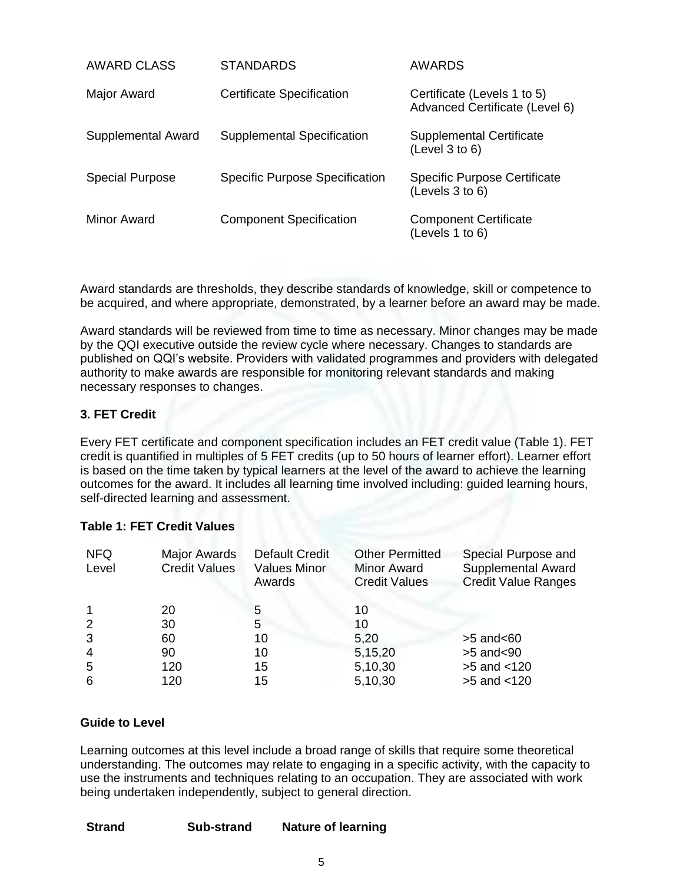| AWARD CLASS | STANDARDS | AWARDS |
|---|---|---|
| Major Award | Certificate Specification | Certificate (Levels 1 to 5) Advanced Certificate (Level 6) |
| Supplemental Award | Supplemental Specification | Supplemental Certificate (Level 3 to 6) |
| Special Purpose | Specific Purpose Specification | Specific Purpose Certificate (Levels 3 to 6) |
| Minor Award | Component Specification | Component Certificate (Levels 1 to 6) |

Award standards are thresholds, they describe standards of knowledge, skill or competence to be acquired, and where appropriate, demonstrated, by a learner before an award may be made.

Award standards will be reviewed from time to time as necessary. Minor changes may be made by the QQI executive outside the review cycle where necessary. Changes to standards are published on QQI's website. Providers with validated programmes and providers with delegated authority to make awards are responsible for monitoring relevant standards and making necessary responses to changes.

**3. FET Credit**

Every FET certificate and component specification includes an FET credit value (Table 1). FET credit is quantified in multiples of 5 FET credits (up to 50 hours of learner effort). Learner effort is based on the time taken by typical learners at the level of the award to achieve the learning outcomes for the award. It includes all learning time involved including: guided learning hours, self-directed learning and assessment.

**Table 1: FET Credit Values**

| NFQ Level | Major Awards Credit Values | Default Credit Values Minor Awards | Other Permitted Minor Award Credit Values | Special Purpose and Supplemental Award Credit Value Ranges |
|---|---|---|---|---|
| 1 | 20 | 5 | 10 | |
| 2 | 30 | 5 | 10 | |
| 3 | 60 | 10 | 5,20 | >5 and<60 |
| 4 | 90 | 10 | 5,15,20 | >5 and<90 |
| 5 | 120 | 15 | 5,10,30 | >5 and <120 |
| 6 | 120 | 15 | 5,10,30 | >5 and <120 |

**Guide to Level**

Learning outcomes at this level include a broad range of skills that require some theoretical understanding. The outcomes may relate to engaging in a specific activity, with the capacity to use the instruments and techniques relating to an occupation. They are associated with work being undertaken independently, subject to general direction.

| **Strand** | **Sub-strand** | **Nature of learning** |
|---|---|---|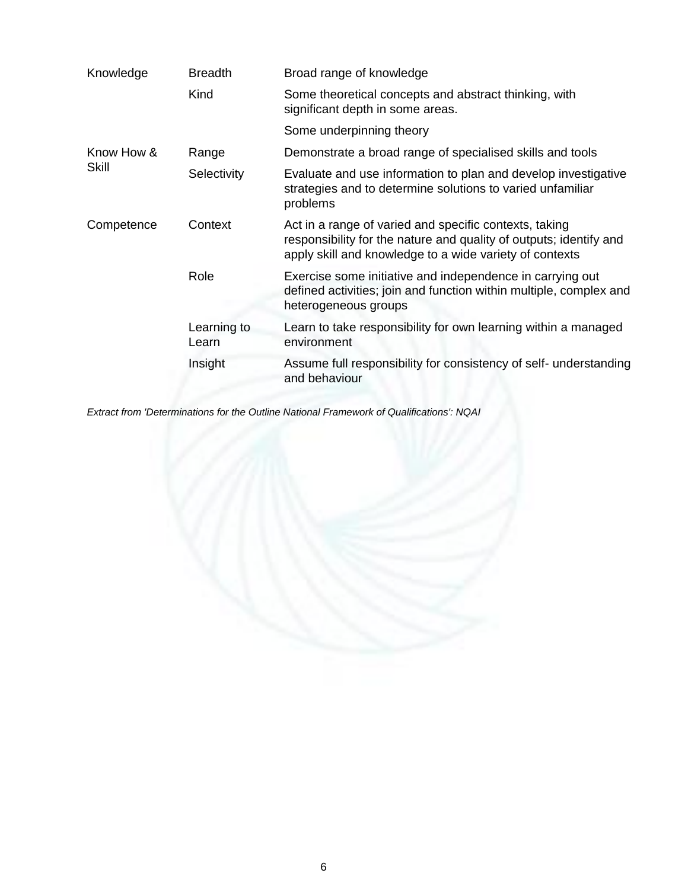| | | |
|---|---|---|
| Knowledge | Breadth | Broad range of knowledge |
| | Kind | Some theoretical concepts and abstract thinking, with significant depth in some areas. |
| | | Some underpinning theory |
| Know How & Skill | Range | Demonstrate a broad range of specialised skills and tools |
| | Selectivity | Evaluate and use information to plan and develop investigative strategies and to determine solutions to varied unfamiliar problems |
| Competence | Context | Act in a range of varied and specific contexts, taking responsibility for the nature and quality of outputs; identify and apply skill and knowledge to a wide variety of contexts |
| | Role | Exercise some initiative and independence in carrying out defined activities; join and function within multiple, complex and heterogeneous groups |
| | Learning to Learn | Learn to take responsibility for own learning within a managed environment |
| | Insight | Assume full responsibility for consistency of self- understanding and behaviour |

*Extract from 'Determinations for the Outline National Framework of Qualifications': NQAI*